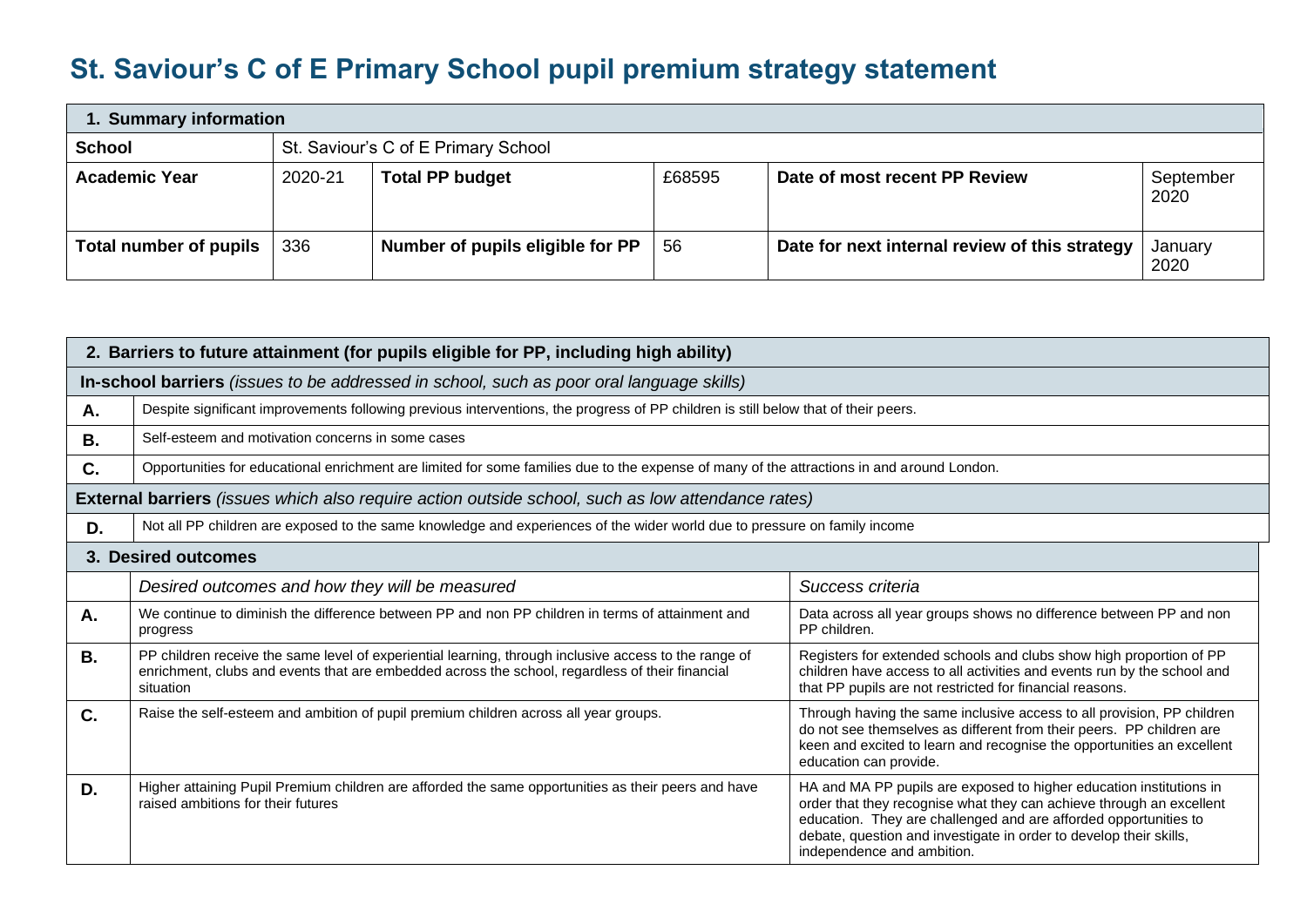# St. Saviour's C of E Primary School pupil premium strategy statement

| 1. Summary information | | | | | |
|---|---|---|---|---|---|
| **School** | St. Saviour's C of E Primary School | | | | |
| **Academic Year** | 2020-21 | **Total PP budget** | £68595 | **Date of most recent PP Review** | September 2020 |
| **Total number of pupils** | 336 | **Number of pupils eligible for PP** | 56 | **Date for next internal review of this strategy** | January 2020 |

| **2. Barriers to future attainment (for pupils eligible for PP, including high ability)** | |
|---|---|
| **In-school barriers** *(issues to be addressed in school, such as poor oral language skills)* | |
| **A.** | Despite significant improvements following previous interventions, the progress of PP children is still below that of their peers. |
| **B.** | Self-esteem and motivation concerns in some cases |
| **C.** | Opportunities for educational enrichment are limited for some families due to the expense of many of the attractions in and around London. |
| **External barriers** *(issues which also require action outside school, such as low attendance rates)* | |
| **D.** | Not all PP children are exposed to the same knowledge and experiences of the wider world due to pressure on family income |

| **3. Desired outcomes** | | |
|---|---|---|
| | *Desired outcomes and how they will be measured* | *Success criteria* |
| **A.** | We continue to diminish the difference between PP and non PP children in terms of attainment and progress | Data across all year groups shows no difference between PP and non PP children. |
| **B.** | PP children receive the same level of experiential learning, through inclusive access to the range of enrichment, clubs and events that are embedded across the school, regardless of their financial situation | Registers for extended schools and clubs show high proportion of PP children have access to all activities and events run by the school and that PP pupils are not restricted for financial reasons. |
| **C.** | Raise the self-esteem and ambition of pupil premium children across all year groups. | Through having the same inclusive access to all provision, PP children do not see themselves as different from their peers. PP children are keen and excited to learn and recognise the opportunities an excellent education can provide. |
| **D.** | Higher attaining Pupil Premium children are afforded the same opportunities as their peers and have raised ambitions for their futures | HA and MA PP pupils are exposed to higher education institutions in order that they recognise what they can achieve through an excellent education. They are challenged and are afforded opportunities to debate, question and investigate in order to develop their skills, independence and ambition. |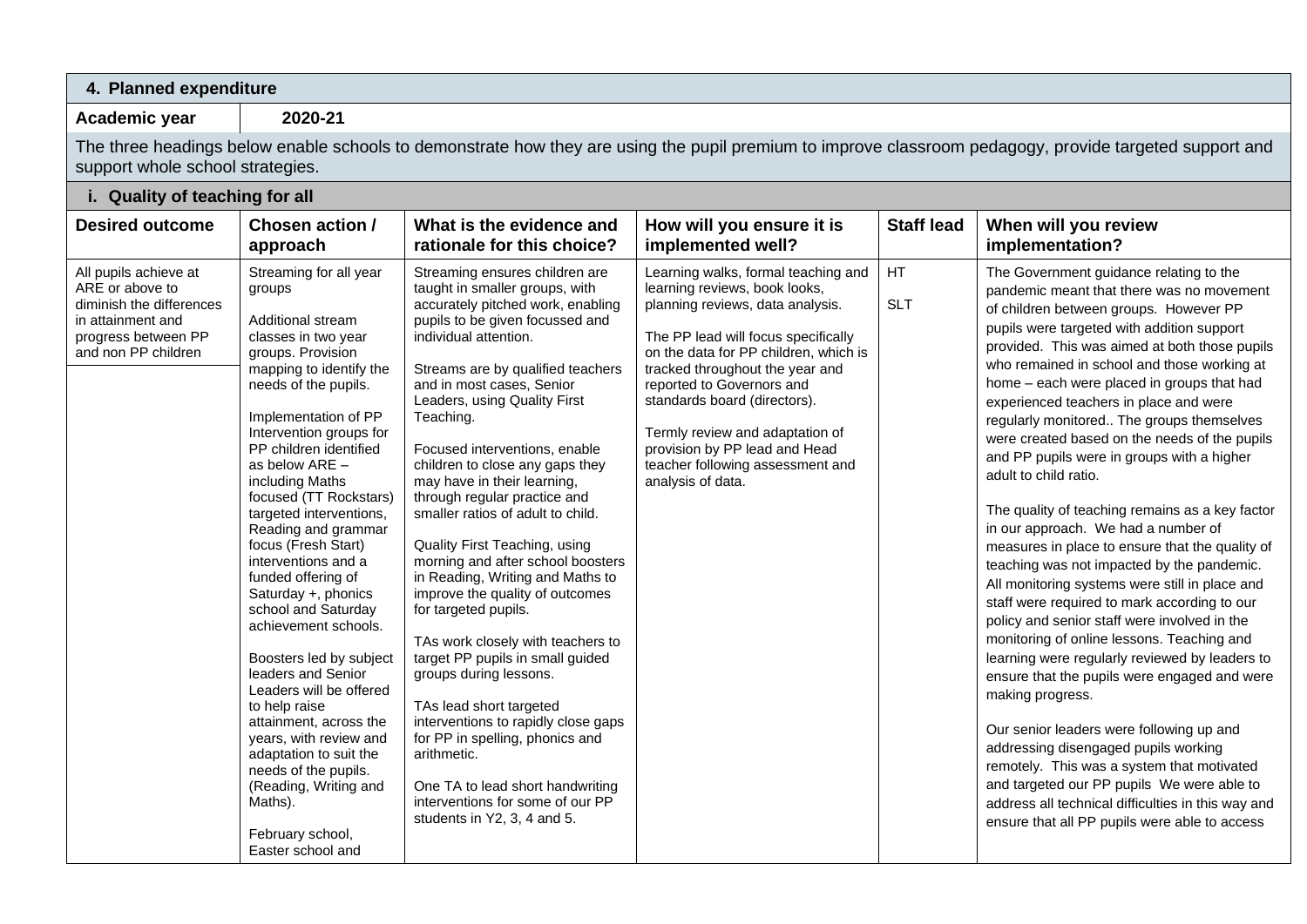| **4. Planned expenditure** | | | | | |
|---|---|---|---|---|---|
| **Academic year** | **2020-21** | | | | |
| The three headings below enable schools to demonstrate how they are using the pupil premium to improve classroom pedagogy, provide targeted support and support whole school strategies. | | | | | |
| **i. Quality of teaching for all** | | | | | |
| **Desired outcome** | **Chosen action / approach** | **What is the evidence and rationale for this choice?** | **How will you ensure it is implemented well?** | **Staff lead** | **When will you review implementation?** |
| All pupils achieve at ARE or above to diminish the differences in attainment and progress between PP and non PP children | Streaming for all year groups<br><br>Additional stream classes in two year groups. Provision mapping to identify the needs of the pupils.<br><br>Implementation of PP Intervention groups for PP children identified as below ARE – including Maths focused (TT Rockstars) targeted interventions, Reading and grammar focus (Fresh Start) interventions and a funded offering of Saturday +, phonics school and Saturday achievement schools.<br><br>Boosters led by subject leaders and Senior Leaders will be offered to help raise attainment, across the years, with review and adaptation to suit the needs of the pupils. (Reading, Writing and Maths).<br><br>February school, Easter school and | Streaming ensures children are taught in smaller groups, with accurately pitched work, enabling pupils to be given focussed and individual attention.<br><br>Streams are by qualified teachers and in most cases, Senior Leaders, using Quality First Teaching.<br><br>Focused interventions, enable children to close any gaps they may have in their learning, through regular practice and smaller ratios of adult to child.<br><br>Quality First Teaching, using morning and after school boosters in Reading, Writing and Maths to improve the quality of outcomes for targeted pupils.<br><br>TAs work closely with teachers to target PP pupils in small guided groups during lessons.<br><br>TAs lead short targeted interventions to rapidly close gaps for PP in spelling, phonics and arithmetic.<br><br>One TA to lead short handwriting interventions for some of our PP students in Y2, 3, 4 and 5. | Learning walks, formal teaching and learning reviews, book looks, planning reviews, data analysis.<br><br>The PP lead will focus specifically on the data for PP children, which is tracked throughout the year and reported to Governors and standards board (directors).<br><br>Termly review and adaptation of provision by PP lead and Head teacher following assessment and analysis of data. | HT<br><br>SLT | The Government guidance relating to the pandemic meant that there was no movement of children between groups. However PP pupils were targeted with addition support provided. This was aimed at both those pupils who remained in school and those working at home – each were placed in groups that had experienced teachers in place and were regularly monitored.. The groups themselves were created based on the needs of the pupils and PP pupils were in groups with a higher adult to child ratio.<br><br>The quality of teaching remains as a key factor in our approach. We had a number of measures in place to ensure that the quality of teaching was not impacted by the pandemic. All monitoring systems were still in place and staff were required to mark according to our policy and senior staff were involved in the monitoring of online lessons. Teaching and learning were regularly reviewed by leaders to ensure that the pupils were engaged and were making progress.<br><br>Our senior leaders were following up and addressing disengaged pupils working remotely. This was a system that motivated and targeted our PP pupils We were able to address all technical difficulties in this way and ensure that all PP pupils were able to access |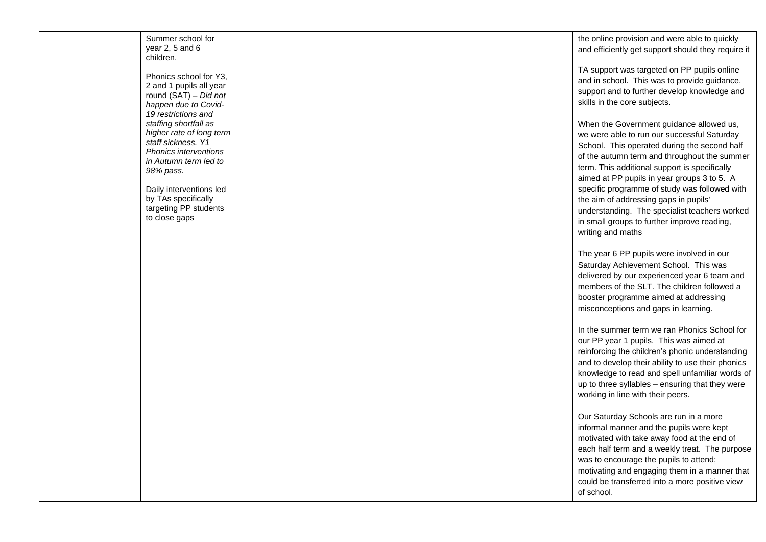| | | | | | |
|---|---|---|---|---|---|
| | Summer school for year 2, 5 and 6 children.<br><br>Phonics school for Y3, 2 and 1 pupils all year round (SAT) – *Did not happen due to Covid-19 restrictions and staffing shortfall as higher rate of long term staff sickness. Y1 Phonics interventions in Autumn term led to 98% pass.*<br><br>Daily interventions led by TAs specifically targeting PP students to close gaps | | | | the online provision and were able to quickly and efficiently get support should they require it<br><br>TA support was targeted on PP pupils online and in school. This was to provide guidance, support and to further develop knowledge and skills in the core subjects.<br><br>When the Government guidance allowed us, we were able to run our successful Saturday School. This operated during the second half of the autumn term and throughout the summer term. This additional support is specifically aimed at PP pupils in year groups 3 to 5. A specific programme of study was followed with the aim of addressing gaps in pupils' understanding. The specialist teachers worked in small groups to further improve reading, writing and maths<br><br>The year 6 PP pupils were involved in our Saturday Achievement School. This was delivered by our experienced year 6 team and members of the SLT. The children followed a booster programme aimed at addressing misconceptions and gaps in learning.<br><br>In the summer term we ran Phonics School for our PP year 1 pupils. This was aimed at reinforcing the children's phonic understanding and to develop their ability to use their phonics knowledge to read and spell unfamiliar words of up to three syllables – ensuring that they were working in line with their peers.<br><br>Our Saturday Schools are run in a more informal manner and the pupils were kept motivated with take away food at the end of each half term and a weekly treat. The purpose was to encourage the pupils to attend; motivating and engaging them in a manner that could be transferred into a more positive view of school. |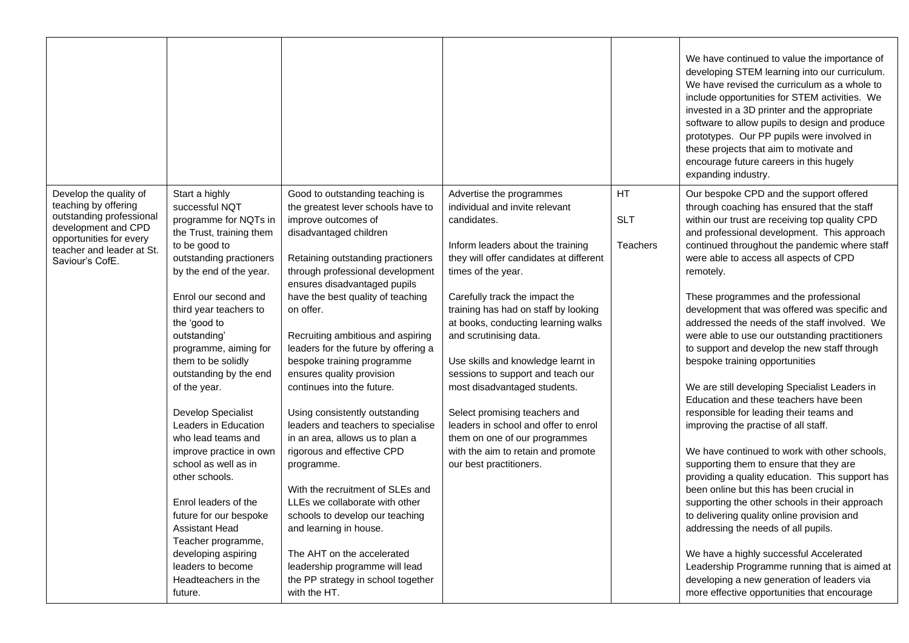| | | | | | |
|---|---|---|---|---|---|
| | | | | | We have continued to value the importance of developing STEM learning into our curriculum. We have revised the curriculum as a whole to include opportunities for STEM activities. We invested in a 3D printer and the appropriate software to allow pupils to design and produce prototypes. Our PP pupils were involved in these projects that aim to motivate and encourage future careers in this hugely expanding industry. |
| Develop the quality of teaching by offering outstanding professional development and CPD opportunities for every teacher and leader at St. Saviour's CofE. | Start a highly successful NQT programme for NQTs in the Trust, training them to be good to outstanding practioners by the end of the year.<br><br>Enrol our second and third year teachers to the 'good to outstanding' programme, aiming for them to be solidly outstanding by the end of the year.<br><br>Develop Specialist Leaders in Education who lead teams and improve practice in own school as well as in other schools.<br><br>Enrol leaders of the future for our bespoke Assistant Head Teacher programme, developing aspiring leaders to become Headteachers in the future. | Good to outstanding teaching is the greatest lever schools have to improve outcomes of disadvantaged children<br><br>Retaining outstanding practioners through professional development ensures disadvantaged pupils have the best quality of teaching on offer.<br><br>Recruiting ambitious and aspiring leaders for the future by offering a bespoke training programme ensures quality provision continues into the future.<br><br>Using consistently outstanding leaders and teachers to specialise in an area, allows us to plan a rigorous and effective CPD programme.<br><br>With the recruitment of SLEs and LLEs we collaborate with other schools to develop our teaching and learning in house.<br><br>The AHT on the accelerated leadership programme will lead the PP strategy in school together with the HT. | Advertise the programmes individual and invite relevant candidates.<br><br>Inform leaders about the training they will offer candidates at different times of the year.<br><br>Carefully track the impact the training has had on staff by looking at books, conducting learning walks and scrutinising data.<br><br>Use skills and knowledge learnt in sessions to support and teach our most disadvantaged students.<br><br>Select promising teachers and leaders in school and offer to enrol them on one of our programmes with the aim to retain and promote our best practitioners. | HT<br><br>SLT<br><br>Teachers | Our bespoke CPD and the support offered through coaching has ensured that the staff within our trust are receiving top quality CPD and professional development. This approach continued throughout the pandemic where staff were able to access all aspects of CPD remotely.<br><br>These programmes and the professional development that was offered was specific and addressed the needs of the staff involved. We were able to use our outstanding practitioners to support and develop the new staff through bespoke training opportunities<br><br>We are still developing Specialist Leaders in Education and these teachers have been responsible for leading their teams and improving the practise of all staff.<br><br>We have continued to work with other schools, supporting them to ensure that they are providing a quality education. This support has been online but this has been crucial in supporting the other schools in their approach to delivering quality online provision and addressing the needs of all pupils.<br><br>We have a highly successful Accelerated Leadership Programme running that is aimed at developing a new generation of leaders via more effective opportunities that encourage |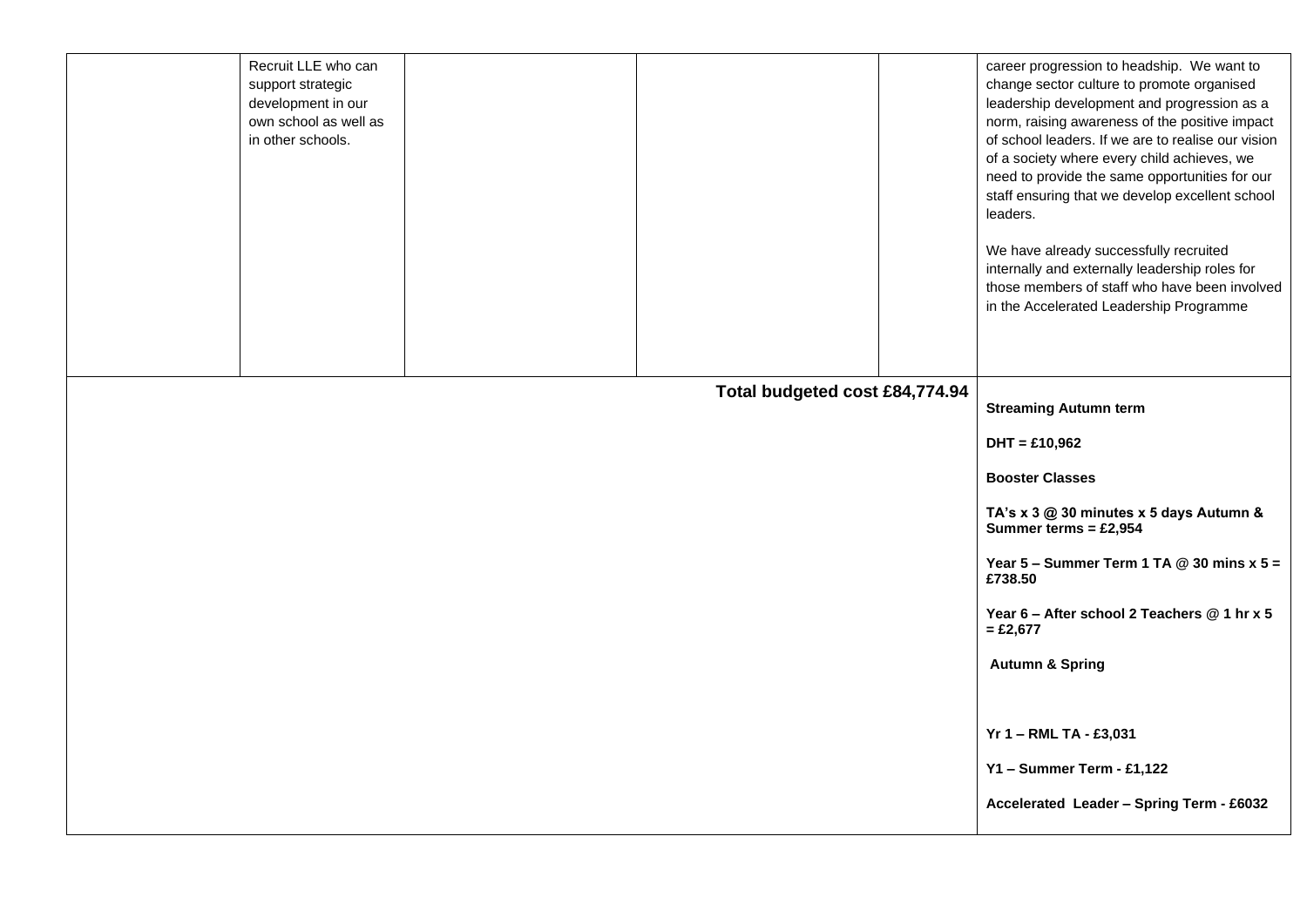| | | | | | |
|---|---|---|---|---|---|
| | Recruit LLE who can support strategic development in our own school as well as in other schools. | | | | career progression to headship. We want to change sector culture to promote organised leadership development and progression as a norm, raising awareness of the positive impact of school leaders. If we are to realise our vision of a society where every child achieves, we need to provide the same opportunities for our staff ensuring that we develop excellent school leaders.<br><br>We have already successfully recruited internally and externally leadership roles for those members of staff who have been involved in the Accelerated Leadership Programme |
| **Total budgeted cost £84,774.94** | | | | | **Streaming Autumn term**<br><br>**DHT = £10,962**<br><br>**Booster Classes**<br><br>**TA's x 3 @ 30 minutes x 5 days Autumn & Summer terms = £2,954**<br><br>**Year 5 – Summer Term 1 TA @ 30 mins x 5 = £738.50**<br><br>**Year 6 – After school 2 Teachers @ 1 hr x 5 = £2,677**<br><br>**Autumn & Spring**<br><br>**Yr 1 – RML TA - £3,031**<br><br>**Y1 – Summer Term - £1,122**<br><br>**Accelerated Leader – Spring Term - £6032** |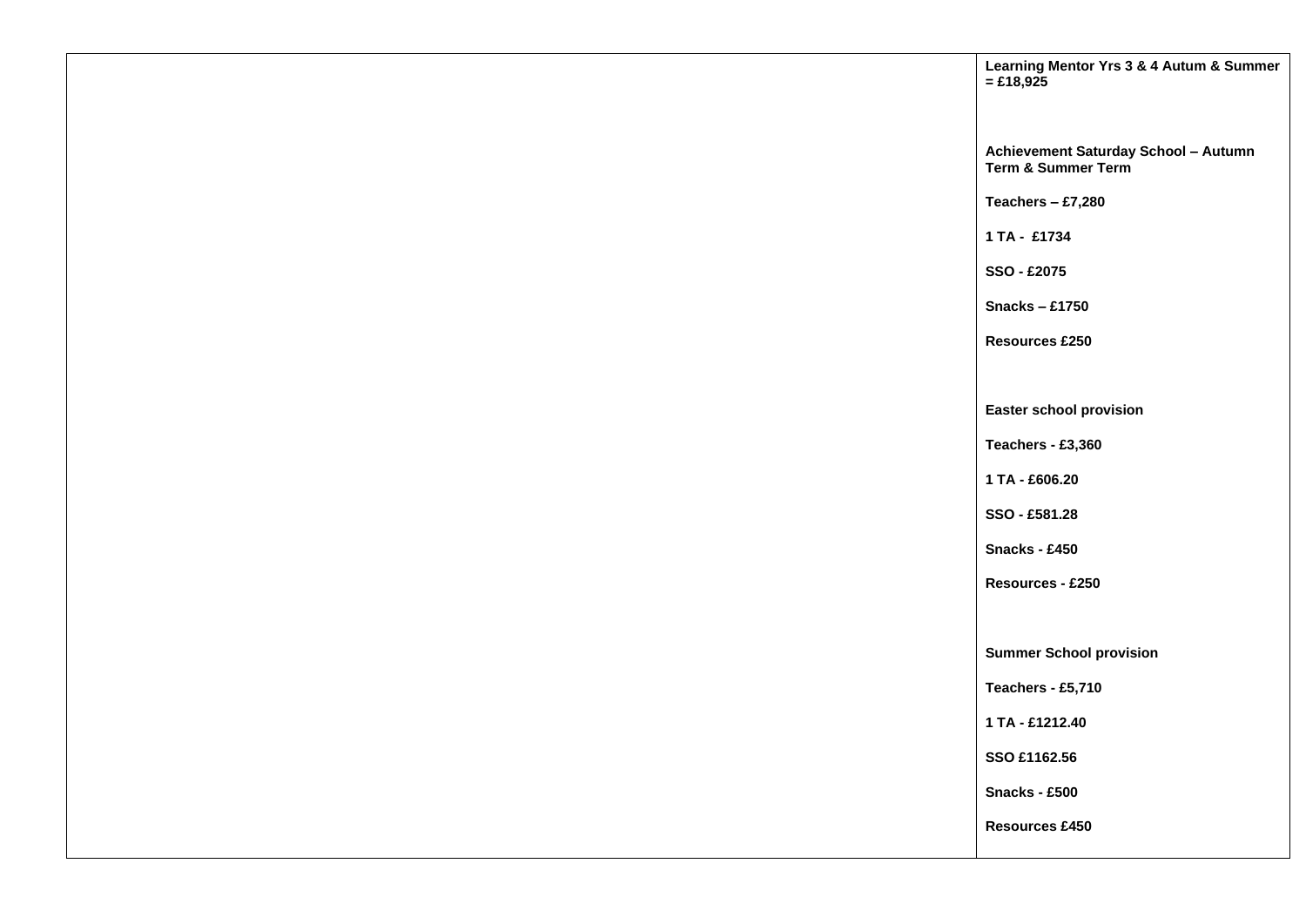| | |
|---|---|
| | **Learning Mentor Yrs 3 & 4 Autum & Summer = £18,925**<br><br>**Achievement Saturday School – Autumn Term & Summer Term**<br><br>**Teachers – £7,280**<br><br>**1 TA - £1734**<br><br>**SSO - £2075**<br><br>**Snacks – £1750**<br><br>**Resources £250**<br><br>**Easter school provision**<br><br>**Teachers - £3,360**<br><br>**1 TA - £606.20**<br><br>**SSO - £581.28**<br><br>**Snacks - £450**<br><br>**Resources - £250**<br><br>**Summer School provision**<br><br>**Teachers - £5,710**<br><br>**1 TA - £1212.40**<br><br>**SSO £1162.56**<br><br>**Snacks - £500**<br><br>**Resources £450** |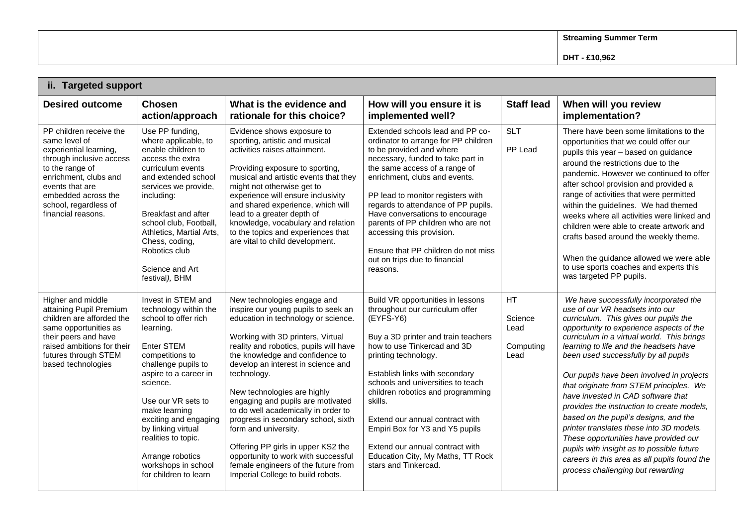| | Streaming Summer Term<br><br>DHT - £10,962 |
|---|---|

## ii. Targeted support

| Desired outcome | Chosen action/approach | What is the evidence and rationale for this choice? | How will you ensure it is implemented well? | Staff lead | When will you review implementation? |
|---|---|---|---|---|---|
| PP children receive the same level of experiential learning, through inclusive access to the range of enrichment, clubs and events that are embedded across the school, regardless of financial reasons. | Use PP funding, where applicable, to enable children to access the extra curriculum events and extended school services we provide, including:<br><br>Breakfast and after school club, Football, Athletics, Martial Arts, Chess, coding, Robotics club<br><br>Science and Art festival*)*, BHM | Evidence shows exposure to sporting, artistic and musical activities raises attainment.<br><br>Providing exposure to sporting, musical and artistic events that they might not otherwise get to experience will ensure inclusivity and shared experience, which will lead to a greater depth of knowledge, vocabulary and relation to the topics and experiences that are vital to child development. | Extended schools lead and PP co-ordinator to arrange for PP children to be provided and where necessary, funded to take part in the same access of a range of enrichment, clubs and events.<br><br>PP lead to monitor registers with regards to attendance of PP pupils. Have conversations to encourage parents of PP children who are not accessing this provision.<br><br>Ensure that PP children do not miss out on trips due to financial reasons. | SLT<br><br>PP Lead | There have been some limitations to the opportunities that we could offer our pupils this year – based on guidance around the restrictions due to the pandemic. However we continued to offer after school provision and provided a range of activities that were permitted within the guidelines. We had themed weeks where all activities were linked and children were able to create artwork and crafts based around the weekly theme.<br><br>When the guidance allowed we were able to use sports coaches and experts this was targeted PP pupils. |
| Higher and middle attaining Pupil Premium children are afforded the same opportunities as their peers and have raised ambitions for their futures through STEM based technologies | Invest in STEM and technology within the school to offer rich learning.<br><br>Enter STEM competitions to challenge pupils to aspire to a career in science.<br><br>Use our VR sets to make learning exciting and engaging by linking virtual realities to topic.<br><br>Arrange robotics workshops in school for children to learn | New technologies engage and inspire our young pupils to seek an education in technology or science.<br><br>Working with 3D printers, Virtual reality and robotics, pupils will have the knowledge and confidence to develop an interest in science and technology.<br><br>New technologies are highly engaging and pupils are motivated to do well academically in order to progress in secondary school, sixth form and university.<br><br>Offering PP girls in upper KS2 the opportunity to work with successful female engineers of the future from Imperial College to build robots. | Build VR opportunities in lessons throughout our curriculum offer (EYFS-Y6)<br><br>Buy a 3D printer and train teachers how to use Tinkercad and 3D printing technology.<br><br>Establish links with secondary schools and universities to teach children robotics and programming skills.<br><br>Extend our annual contract with Empiri Box for Y3 and Y5 pupils<br><br>Extend our annual contract with Education City, My Maths, TT Rock stars and Tinkercad. | HT<br><br>Science Lead<br><br>Computing Lead | *We have successfully incorporated the use of our VR headsets into our curriculum. This gives our pupils the opportunity to experience aspects of the curriculum in a virtual world. This brings learning to life and the headsets have been used successfully by all pupils*<br><br>*Our pupils have been involved in projects that originate from STEM principles. We have invested in CAD software that provides the instruction to create models, based on the pupil's designs, and the printer translates these into 3D models. These opportunities have provided our pupils with insight as to possible future careers in this area as all pupils found the process challenging but rewarding* |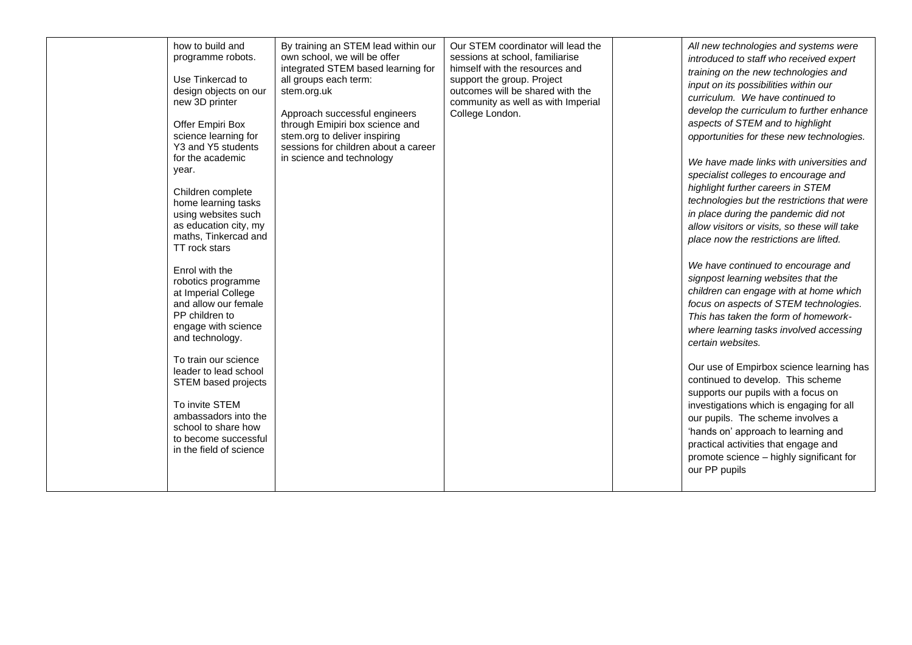| | | | | | |
|---|---|---|---|---|---|
| | how to build and programme robots.<br><br>Use Tinkercad to design objects on our new 3D printer<br><br>Offer Empiri Box science learning for Y3 and Y5 students for the academic year.<br><br>Children complete home learning tasks using websites such as education city, my maths, Tinkercad and TT rock stars<br><br>Enrol with the robotics programme at Imperial College and allow our female PP children to engage with science and technology.<br><br>To train our science leader to lead school STEM based projects<br><br>To invite STEM ambassadors into the school to share how to become successful in the field of science | By training an STEM lead within our own school, we will be offer integrated STEM based learning for all groups each term: stem.org.uk<br><br>Approach successful engineers through Emipiri box science and stem.org to deliver inspiring sessions for children about a career in science and technology | Our STEM coordinator will lead the sessions at school, familiarise himself with the resources and support the group. Project outcomes will be shared with the community as well as with Imperial College London. | | *All new technologies and systems were introduced to staff who received expert training on the new technologies and input on its possibilities within our curriculum. We have continued to develop the curriculum to further enhance aspects of STEM and to highlight opportunities for these new technologies.*<br><br>*We have made links with universities and specialist colleges to encourage and highlight further careers in STEM technologies but the restrictions that were in place during the pandemic did not allow visitors or visits, so these will take place now the restrictions are lifted.*<br><br>*We have continued to encourage and signpost learning websites that the children can engage with at home which focus on aspects of STEM technologies. This has taken the form of homework- where learning tasks involved accessing certain websites.*<br><br>Our use of Empirbox science learning has continued to develop. This scheme supports our pupils with a focus on investigations which is engaging for all our pupils. The scheme involves a 'hands on' approach to learning and practical activities that engage and promote science – highly significant for our PP pupils |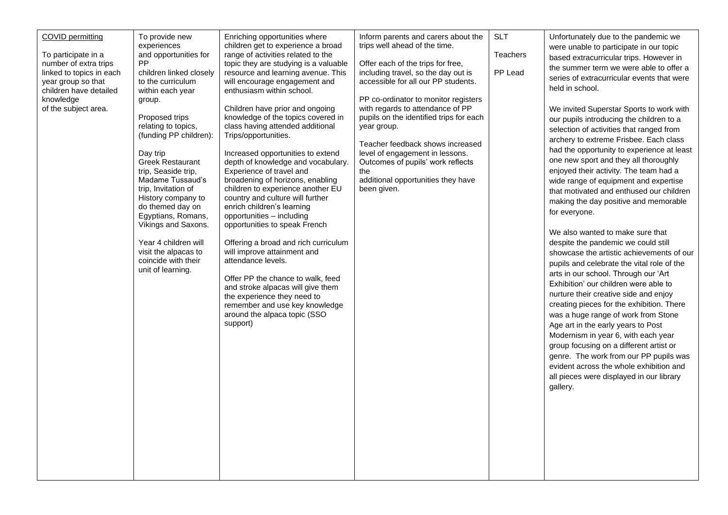| | | | | | |
|---|---|---|---|---|---|
| COVID permitting<br><br>To participate in a number of extra trips linked to topics in each year group so that children have detailed knowledge of the subject area. | To provide new experiences and opportunities for PP children linked closely to the curriculum within each year group.<br><br>Proposed trips relating to topics, (funding PP children):<br><br>Day trip Greek Restaurant trip, Seaside trip, Madame Tussaud's trip, Invitation of History company to do themed day on Egyptians, Romans, Vikings and Saxons.<br><br>Year 4 children will visit the alpacas to coincide with their unit of learning. | Enriching opportunities where children get to experience a broad range of activities related to the topic they are studying is a valuable resource and learning avenue. This will encourage engagement and enthusiasm within school.<br><br>Children have prior and ongoing knowledge of the topics covered in class having attended additional Trips/opportunities.<br><br>Increased opportunities to extend depth of knowledge and vocabulary. Experience of travel and broadening of horizons, enabling children to experience another EU country and culture will further enrich children's learning opportunities – including opportunities to speak French<br><br>Offering a broad and rich curriculum will improve attainment and attendance levels.<br><br>Offer PP the chance to walk, feed and stroke alpacas will give them the experience they need to remember and use key knowledge around the alpaca topic (SSO support) | Inform parents and carers about the trips well ahead of the time.<br><br>Offer each of the trips for free, including travel, so the day out is accessible for all our PP students.<br><br>PP co-ordinator to monitor registers with regards to attendance of PP pupils on the identified trips for each year group.<br><br>Teacher feedback shows increased level of engagement in lessons. Outcomes of pupils' work reflects the additional opportunities they have been given. | SLT<br><br>Teachers<br><br>PP Lead | Unfortunately due to the pandemic we were unable to participate in our topic based extracurricular trips. However in the summer term we were able to offer a series of extracurricular events that were held in school.<br><br>We invited Superstar Sports to work with our pupils introducing the children to a selection of activities that ranged from archery to extreme Frisbee. Each class had the opportunity to experience at least one new sport and they all thoroughly enjoyed their activity. The team had a wide range of equipment and expertise that motivated and enthused our children making the day positive and memorable for everyone.<br><br>We also wanted to make sure that despite the pandemic we could still showcase the artistic achievements of our pupils and celebrate the vital role of the arts in our school. Through our 'Art Exhibition' our children were able to nurture their creative side and enjoy creating pieces for the exhibition. There was a huge range of work from Stone Age art in the early years to Post Modernism in year 6, with each year group focusing on a different artist or genre. The work from our PP pupils was evident across the whole exhibition and all pieces were displayed in our library gallery. |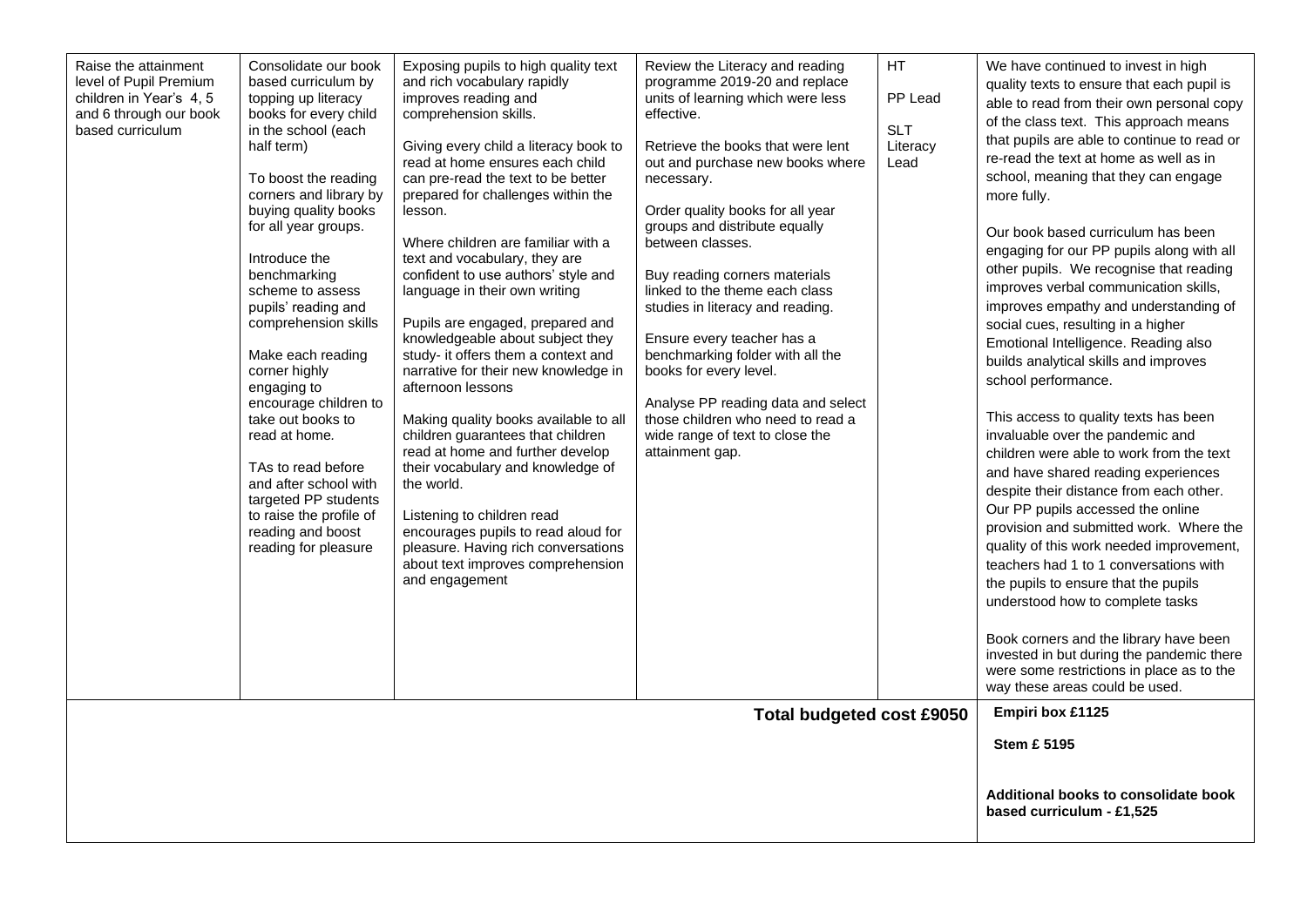| | | | | | |
|---|---|---|---|---|---|
| Raise the attainment level of Pupil Premium children in Year's 4, 5 and 6 through our book based curriculum | Consolidate our book based curriculum by topping up literacy books for every child in the school (each half term)<br><br>To boost the reading corners and library by buying quality books for all year groups.<br><br>Introduce the benchmarking scheme to assess pupils' reading and comprehension skills<br><br>Make each reading corner highly engaging to encourage children to take out books to read at home.<br><br>TAs to read before and after school with targeted PP students to raise the profile of reading and boost reading for pleasure | Exposing pupils to high quality text and rich vocabulary rapidly improves reading and comprehension skills.<br><br>Giving every child a literacy book to read at home ensures each child can pre-read the text to be better prepared for challenges within the lesson.<br><br>Where children are familiar with a text and vocabulary, they are confident to use authors' style and language in their own writing<br><br>Pupils are engaged, prepared and knowledgeable about subject they study- it offers them a context and narrative for their new knowledge in afternoon lessons<br><br>Making quality books available to all children guarantees that children read at home and further develop their vocabulary and knowledge of the world.<br><br>Listening to children read encourages pupils to read aloud for pleasure. Having rich conversations about text improves comprehension and engagement | Review the Literacy and reading programme 2019-20 and replace units of learning which were less effective.<br><br>Retrieve the books that were lent out and purchase new books where necessary.<br><br>Order quality books for all year groups and distribute equally between classes.<br><br>Buy reading corners materials linked to the theme each class studies in literacy and reading.<br><br>Ensure every teacher has a benchmarking folder with all the books for every level.<br><br>Analyse PP reading data and select those children who need to read a wide range of text to close the attainment gap. | HT<br><br>PP Lead<br><br>SLT Literacy Lead | We have continued to invest in high quality texts to ensure that each pupil is able to read from their own personal copy of the class text. This approach means that pupils are able to continue to read or re-read the text at home as well as in school, meaning that they can engage more fully.<br><br>Our book based curriculum has been engaging for our PP pupils along with all other pupils. We recognise that reading improves verbal communication skills, improves empathy and understanding of social cues, resulting in a higher Emotional Intelligence. Reading also builds analytical skills and improves school performance.<br><br>This access to quality texts has been invaluable over the pandemic and children were able to work from the text and have shared reading experiences despite their distance from each other. Our PP pupils accessed the online provision and submitted work. Where the quality of this work needed improvement, teachers had 1 to 1 conversations with the pupils to ensure that the pupils understood how to complete tasks<br><br>Book corners and the library have been invested in but during the pandemic there were some restrictions in place as to the way these areas could be used. |
| | | | | **Total budgeted cost £9050** | **Empiri box £1125**<br><br>**Stem £ 5195**<br><br>**Additional books to consolidate book based curriculum - £1,525** |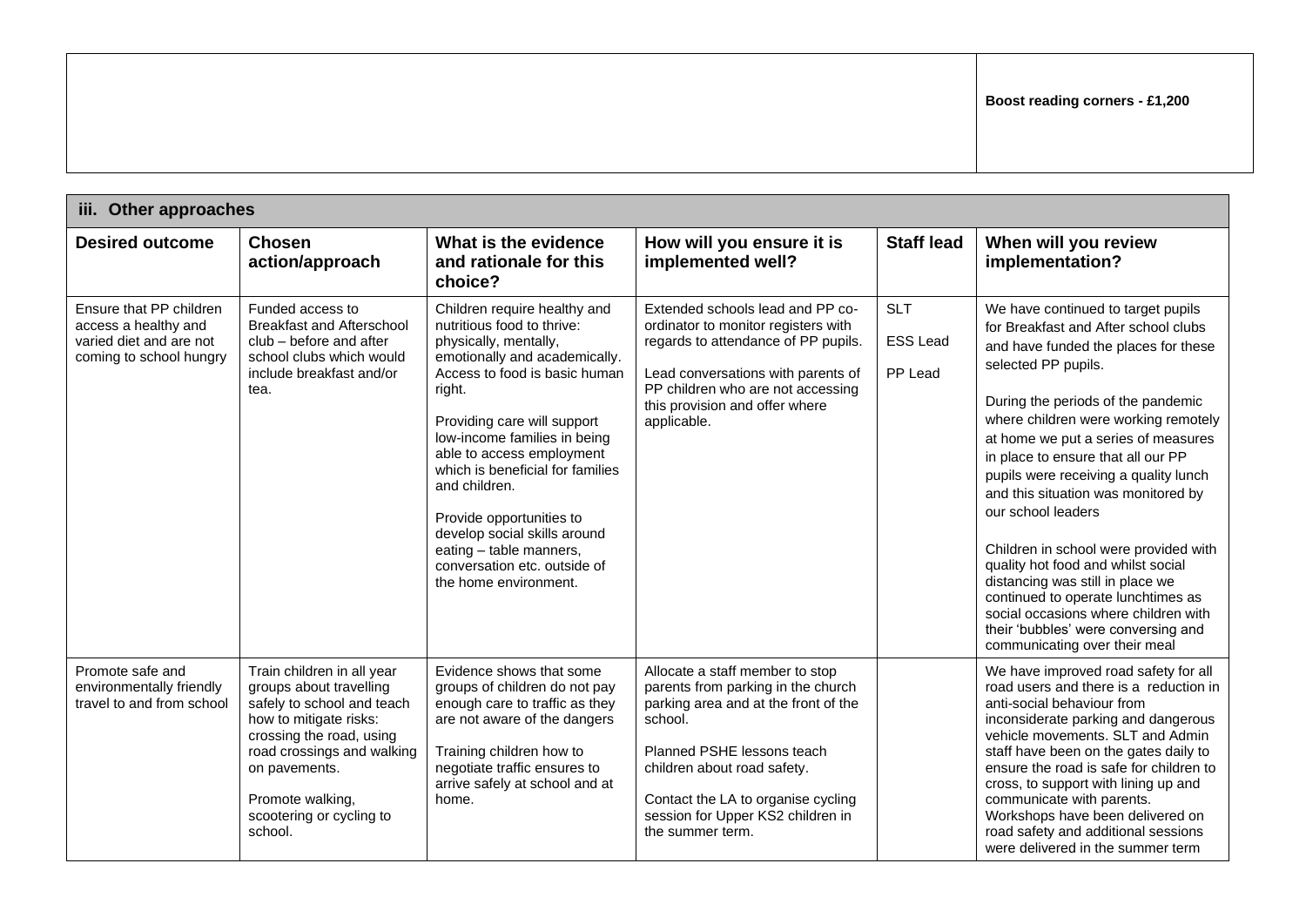| | |
|---|---|
| | **Boost reading corners - £1,200** |

| **iii. Other approaches** | | | | | |
|---|---|---|---|---|---|
| **Desired outcome** | **Chosen action/approach** | **What is the evidence and rationale for this choice?** | **How will you ensure it is implemented well?** | **Staff lead** | **When will you review implementation?** |
| Ensure that PP children access a healthy and varied diet and are not coming to school hungry | Funded access to Breakfast and Afterschool club – before and after school clubs which would include breakfast and/or tea. | Children require healthy and nutritious food to thrive: physically, mentally, emotionally and academically. Access to food is basic human right.<br><br>Providing care will support low-income families in being able to access employment which is beneficial for families and children.<br><br>Provide opportunities to develop social skills around eating – table manners, conversation etc. outside of the home environment. | Extended schools lead and PP co-ordinator to monitor registers with regards to attendance of PP pupils.<br><br>Lead conversations with parents of PP children who are not accessing this provision and offer where applicable. | SLT<br><br>ESS Lead<br><br>PP Lead | We have continued to target pupils for Breakfast and After school clubs and have funded the places for these selected PP pupils.<br><br>During the periods of the pandemic where children were working remotely at home we put a series of measures in place to ensure that all our PP pupils were receiving a quality lunch and this situation was monitored by our school leaders<br><br>Children in school were provided with quality hot food and whilst social distancing was still in place we continued to operate lunchtimes as social occasions where children with their 'bubbles' were conversing and communicating over their meal |
| Promote safe and environmentally friendly travel to and from school | Train children in all year groups about travelling safely to school and teach how to mitigate risks: crossing the road, using road crossings and walking on pavements.<br><br>Promote walking, scootering or cycling to school. | Evidence shows that some groups of children do not pay enough care to traffic as they are not aware of the dangers<br><br>Training children how to negotiate traffic ensures to arrive safely at school and at home. | Allocate a staff member to stop parents from parking in the church parking area and at the front of the school.<br><br>Planned PSHE lessons teach children about road safety.<br><br>Contact the LA to organise cycling session for Upper KS2 children in the summer term. | | We have improved road safety for all road users and there is a reduction in anti-social behaviour from inconsiderate parking and dangerous vehicle movements. SLT and Admin staff have been on the gates daily to ensure the road is safe for children to cross, to support with lining up and communicate with parents. Workshops have been delivered on road safety and additional sessions were delivered in the summer term |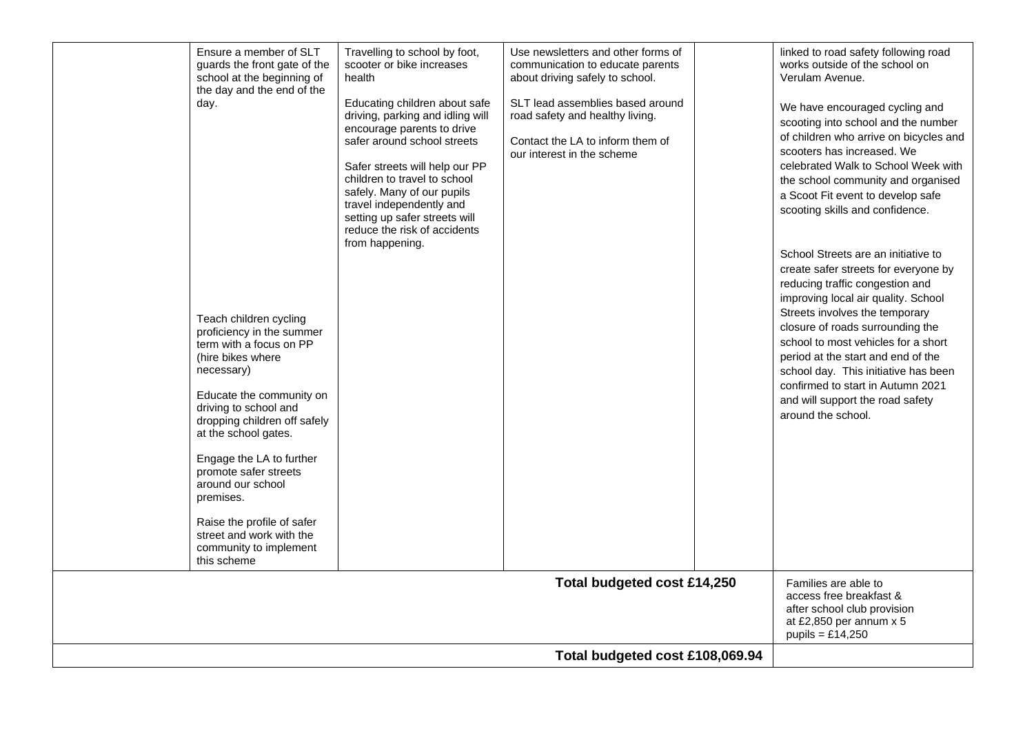| | | | | | |
|---|---|---|---|---|---|
| | Ensure a member of SLT guards the front gate of the school at the beginning of the day and the end of the day.<br><br>Teach children cycling proficiency in the summer term with a focus on PP (hire bikes where necessary)<br><br>Educate the community on driving to school and dropping children off safely at the school gates.<br><br>Engage the LA to further promote safer streets around our school premises.<br><br>Raise the profile of safer street and work with the community to implement this scheme | Travelling to school by foot, scooter or bike increases health<br><br>Educating children about safe driving, parking and idling will encourage parents to drive safer around school streets<br><br>Safer streets will help our PP children to travel to school safely. Many of our pupils travel independently and setting up safer streets will reduce the risk of accidents from happening. | Use newsletters and other forms of communication to educate parents about driving safely to school.<br><br>SLT lead assemblies based around road safety and healthy living.<br><br>Contact the LA to inform them of our interest in the scheme | | linked to road safety following road works outside of the school on Verulam Avenue.<br><br>We have encouraged cycling and scooting into school and the number of children who arrive on bicycles and scooters has increased. We celebrated Walk to School Week with the school community and organised a Scoot Fit event to develop safe scooting skills and confidence.<br><br>School Streets are an initiative to create safer streets for everyone by reducing traffic congestion and improving local air quality. School Streets involves the temporary closure of roads surrounding the school to most vehicles for a short period at the start and end of the school day. This initiative has been confirmed to start in Autumn 2021 and will support the road safety around the school. |
| | | | **Total budgeted cost £14,250** | | Families are able to access free breakfast & after school club provision at £2,850 per annum x 5 pupils = £14,250 |
| | | | **Total budgeted cost £108,069.94** | | |